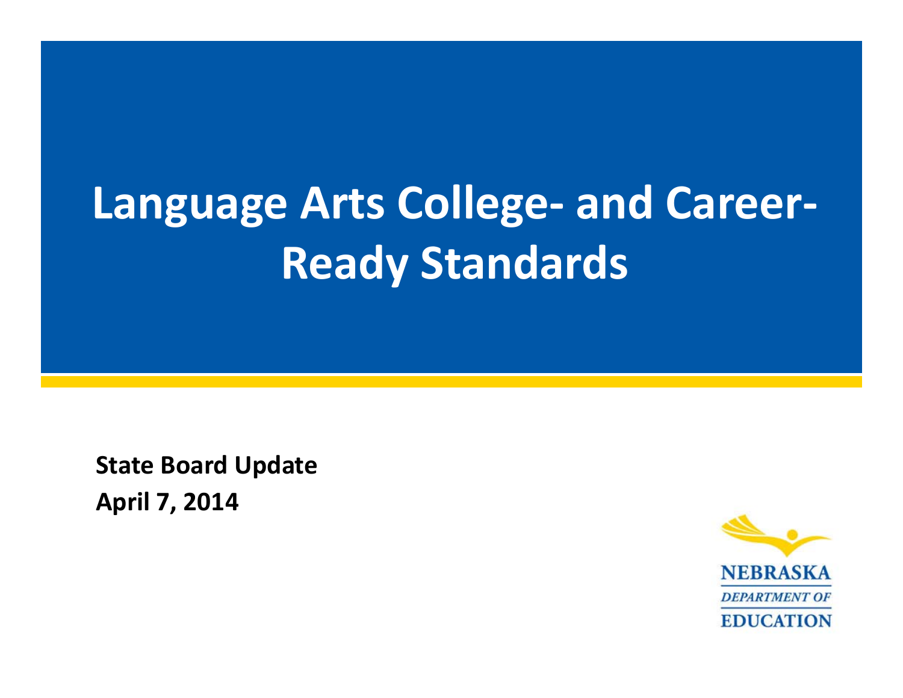# Language Arts College- and Career-Ready Standards

**State Board Update**
**April 7, 2014**

NEBRASKA
*DEPARTMENT OF*
EDUCATION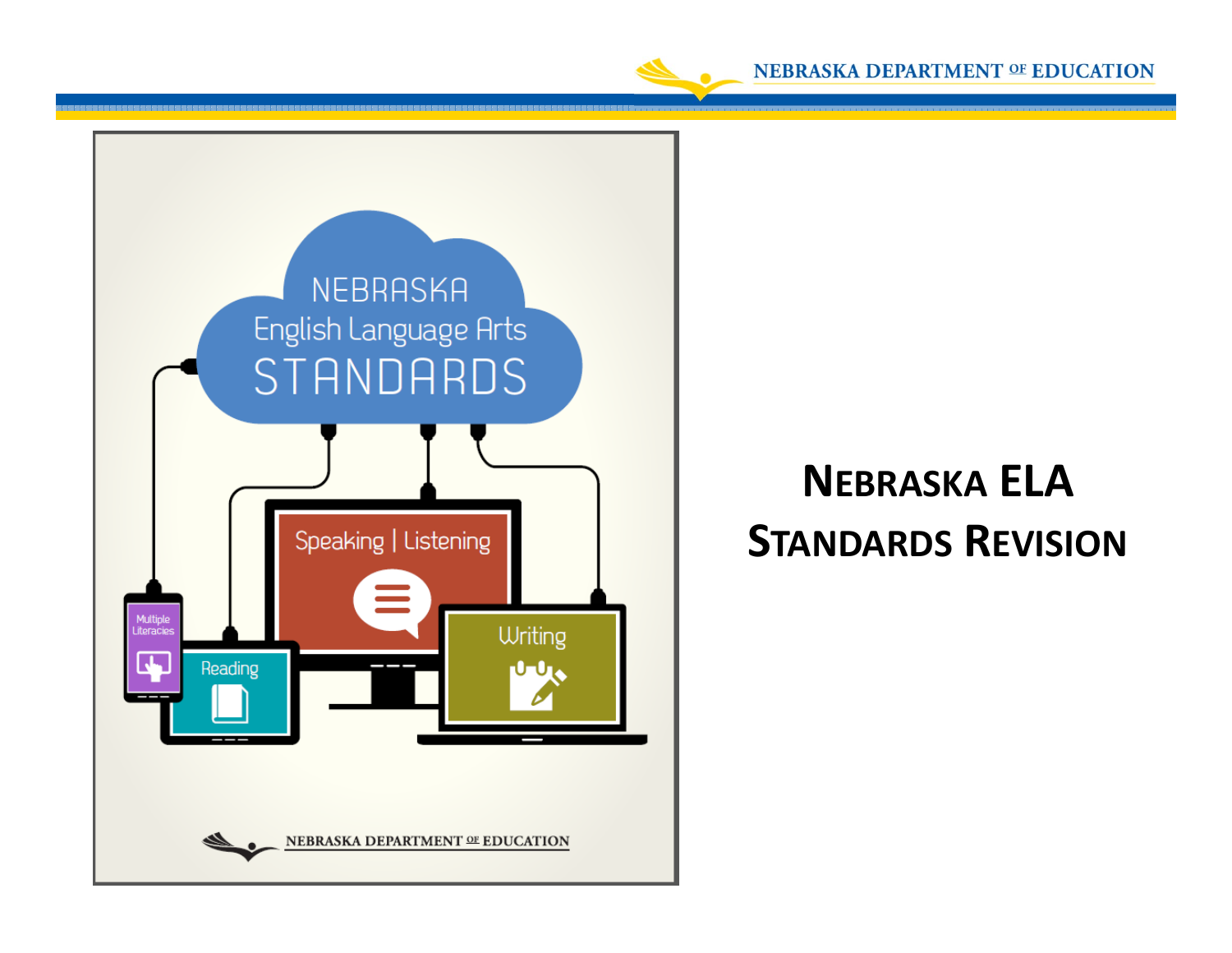# NEBRASKA ELA STANDARDS REVISION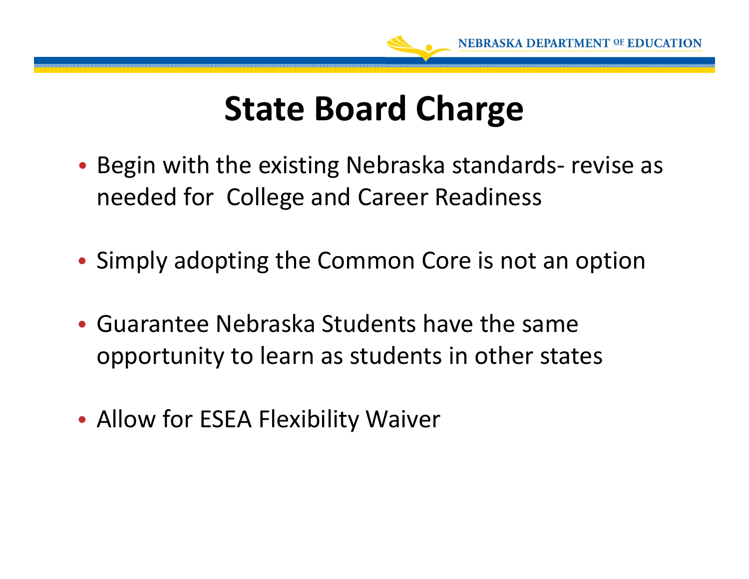# State Board Charge

- Begin with the existing Nebraska standards- revise as needed for College and Career Readiness
- Simply adopting the Common Core is not an option
- Guarantee Nebraska Students have the same opportunity to learn as students in other states
- Allow for ESEA Flexibility Waiver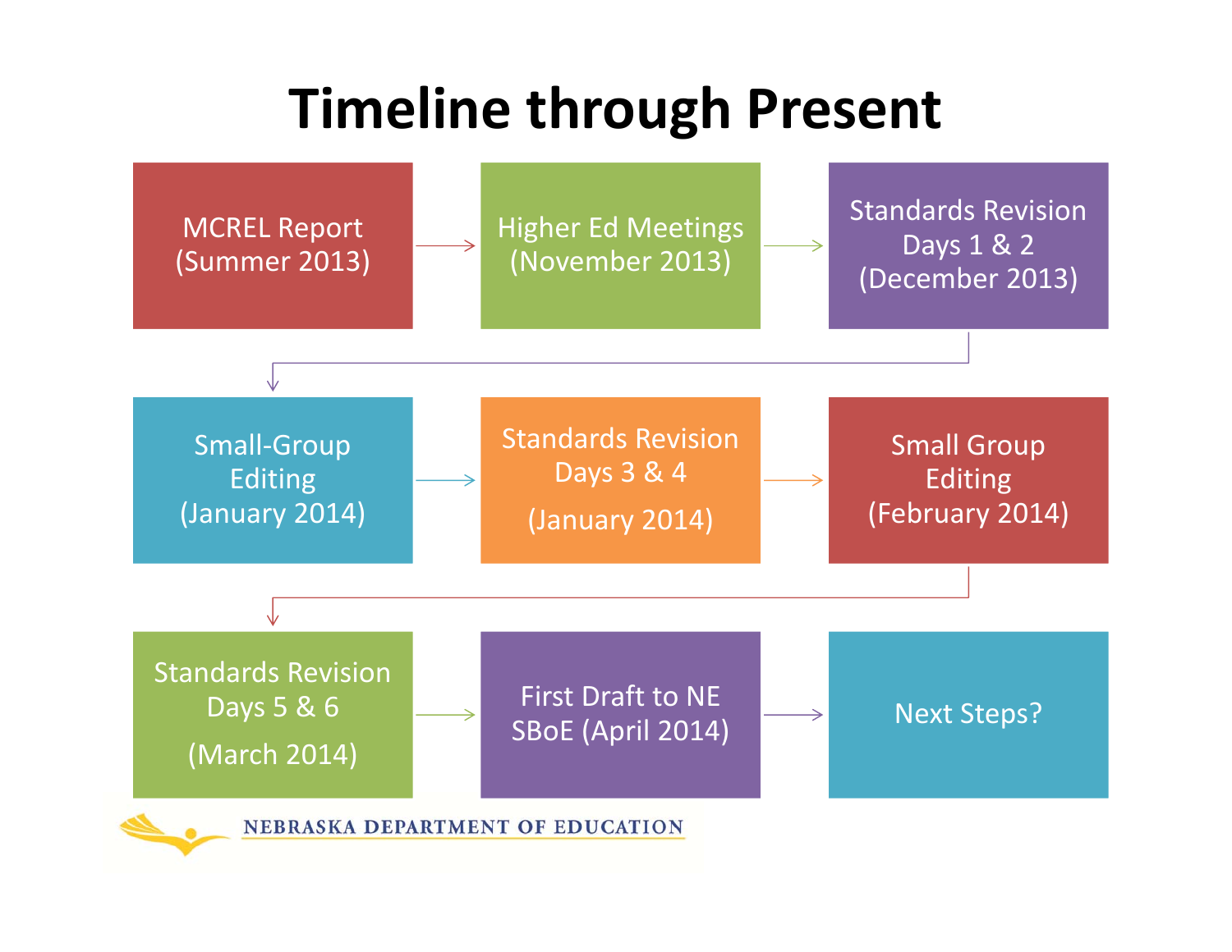# Timeline through Present

1. MCREL Report (Summer 2013)
2. Higher Ed Meetings (November 2013)
3. Standards Revision Days 1 & 2 (December 2013)
4. Small-Group Editing (January 2014)
5. Standards Revision Days 3 & 4 (January 2014)
6. Small Group Editing (February 2014)
7. Standards Revision Days 5 & 6 (March 2014)
8. First Draft to NE SBoE (April 2014)
9. Next Steps?

NEBRASKA DEPARTMENT OF EDUCATION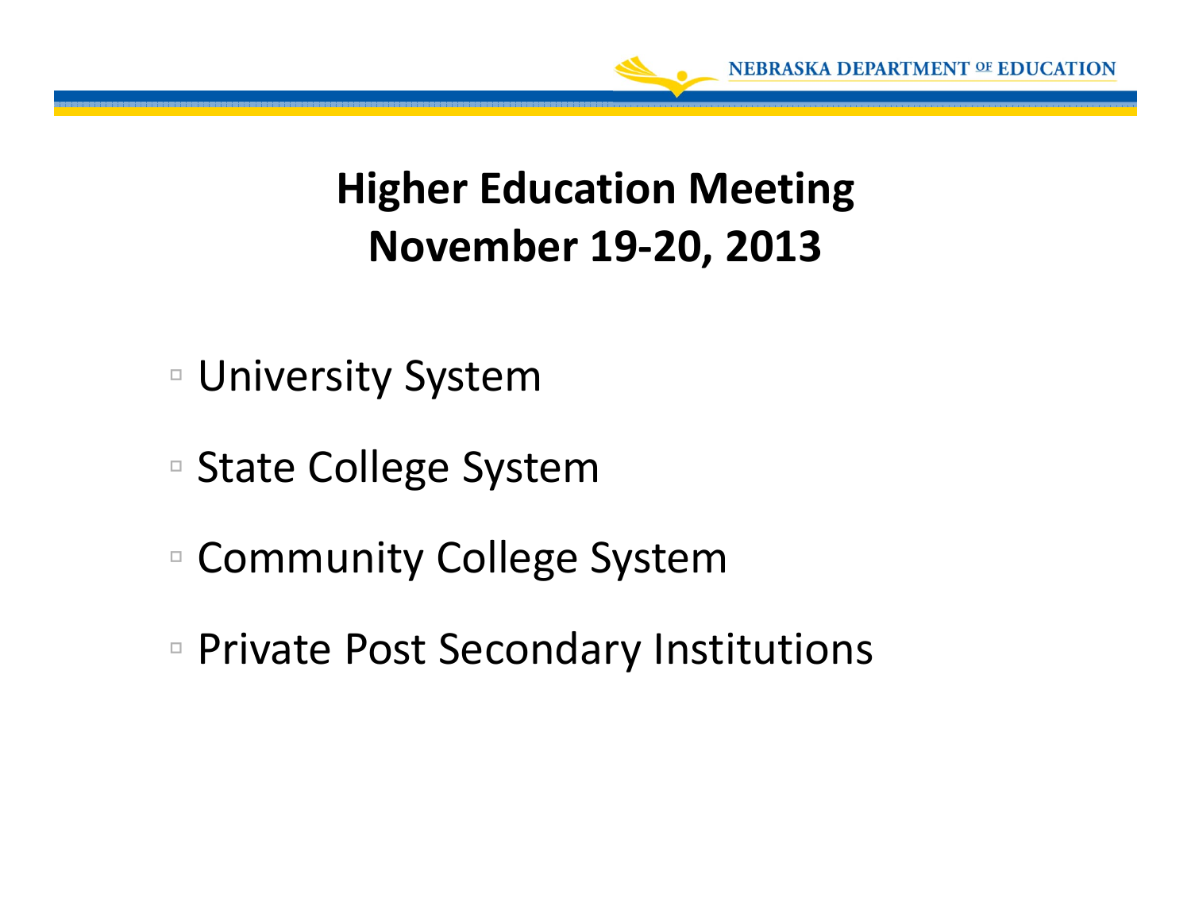# Higher Education Meeting
# November 19-20, 2013

- University System
- State College System
- Community College System
- Private Post Secondary Institutions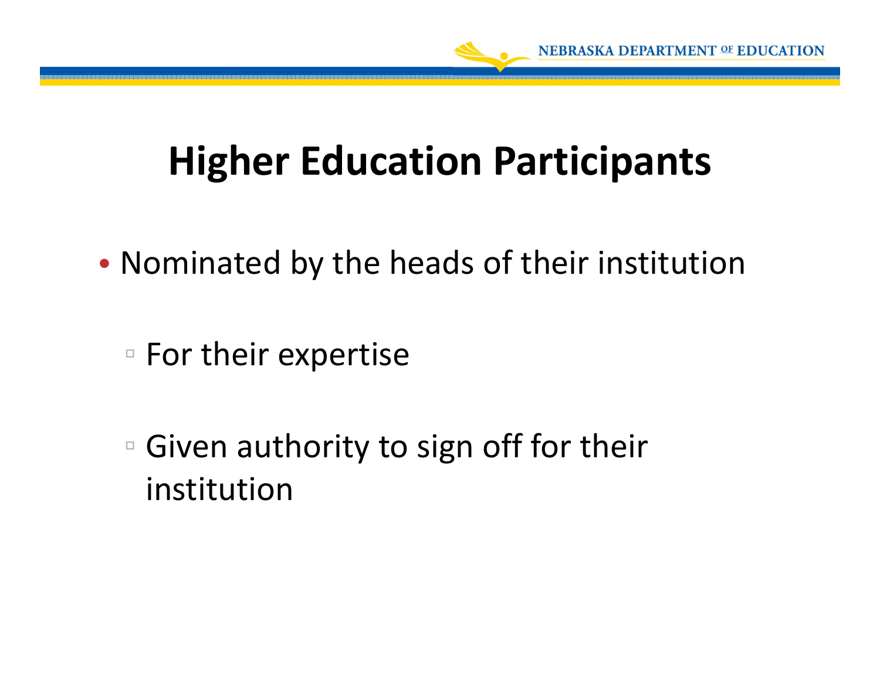# Higher Education Participants

- Nominated by the heads of their institution
  - For their expertise
  - Given authority to sign off for their institution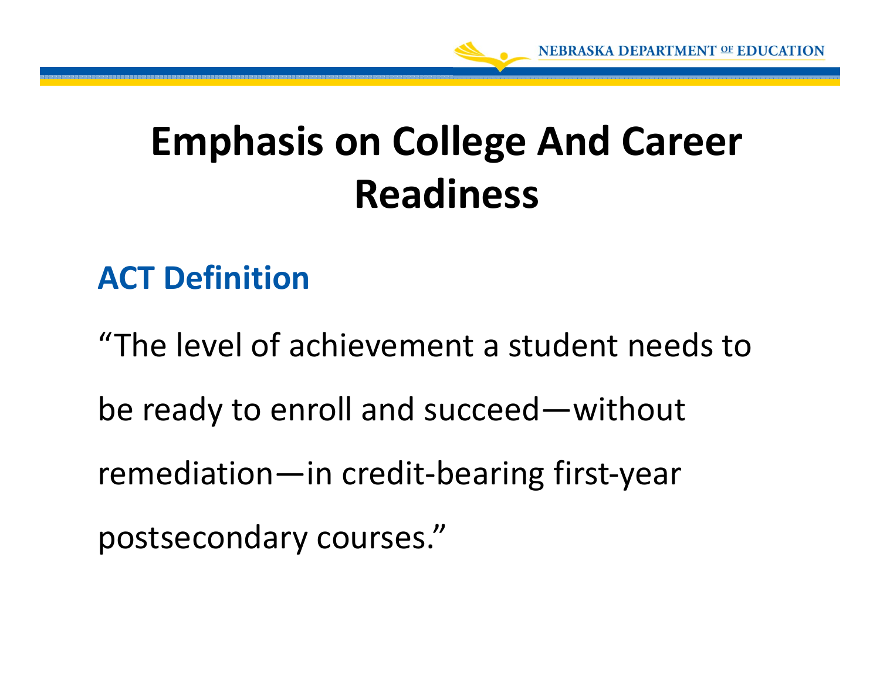# Emphasis on College And Career Readiness

## ACT Definition

"The level of achievement a student needs to be ready to enroll and succeed—without remediation—in credit-bearing first-year postsecondary courses."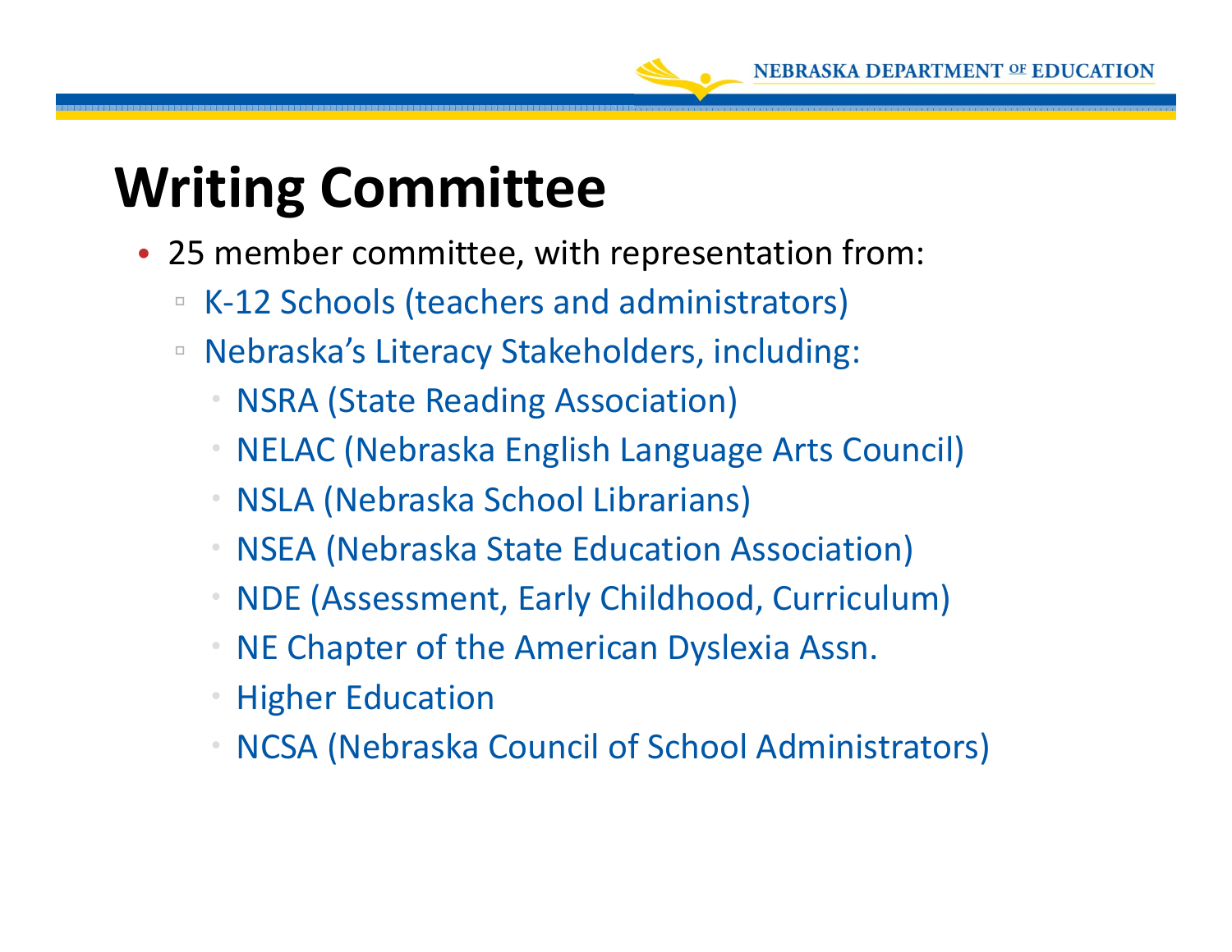# Writing Committee

- 25 member committee, with representation from:
  - K-12 Schools (teachers and administrators)
  - Nebraska's Literacy Stakeholders, including:
    - NSRA (State Reading Association)
    - NELAC (Nebraska English Language Arts Council)
    - NSLA (Nebraska School Librarians)
    - NSEA (Nebraska State Education Association)
    - NDE (Assessment, Early Childhood, Curriculum)
    - NE Chapter of the American Dyslexia Assn.
    - Higher Education
    - NCSA (Nebraska Council of School Administrators)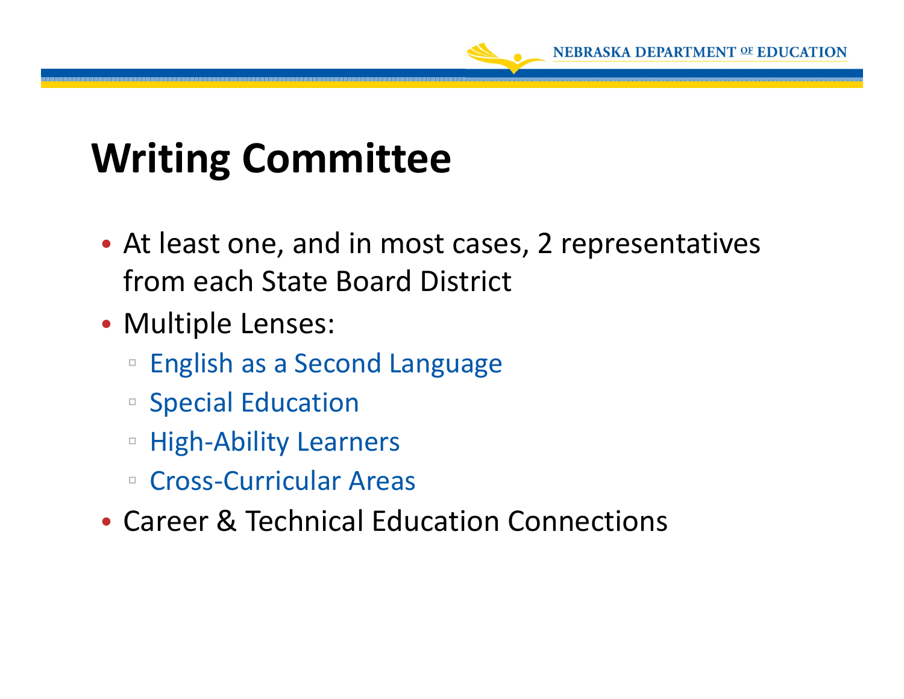# Writing Committee

- At least one, and in most cases, 2 representatives from each State Board District
- Multiple Lenses:
  - English as a Second Language
  - Special Education
  - High-Ability Learners
  - Cross-Curricular Areas
- Career & Technical Education Connections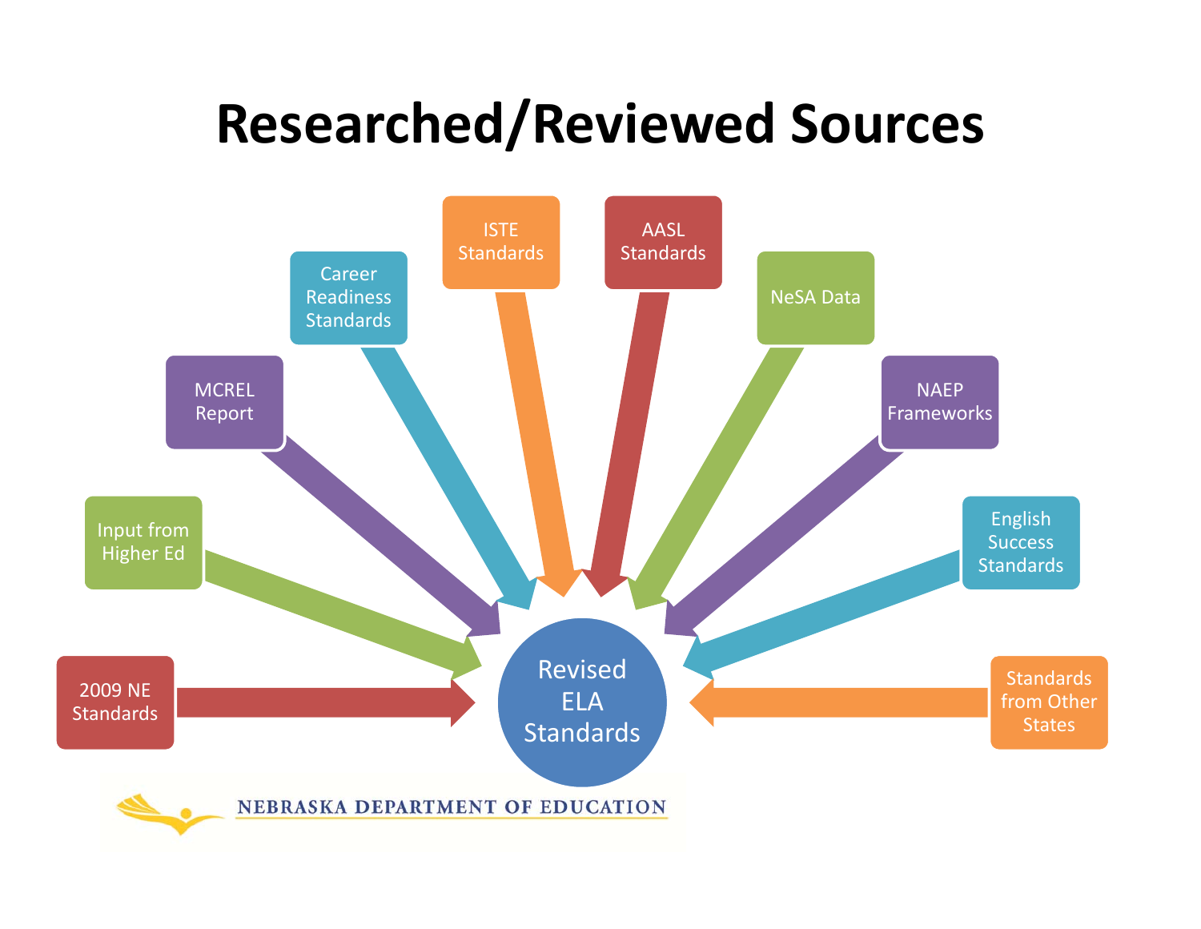# Researched/Reviewed Sources

- 2009 NE Standards
- Input from Higher Ed
- MCREL Report
- Career Readiness Standards
- ISTE Standards
- AASL Standards
- NeSA Data
- NAEP Frameworks
- English Success Standards
- Standards from Other States

Revised ELA Standards

NEBRASKA DEPARTMENT OF EDUCATION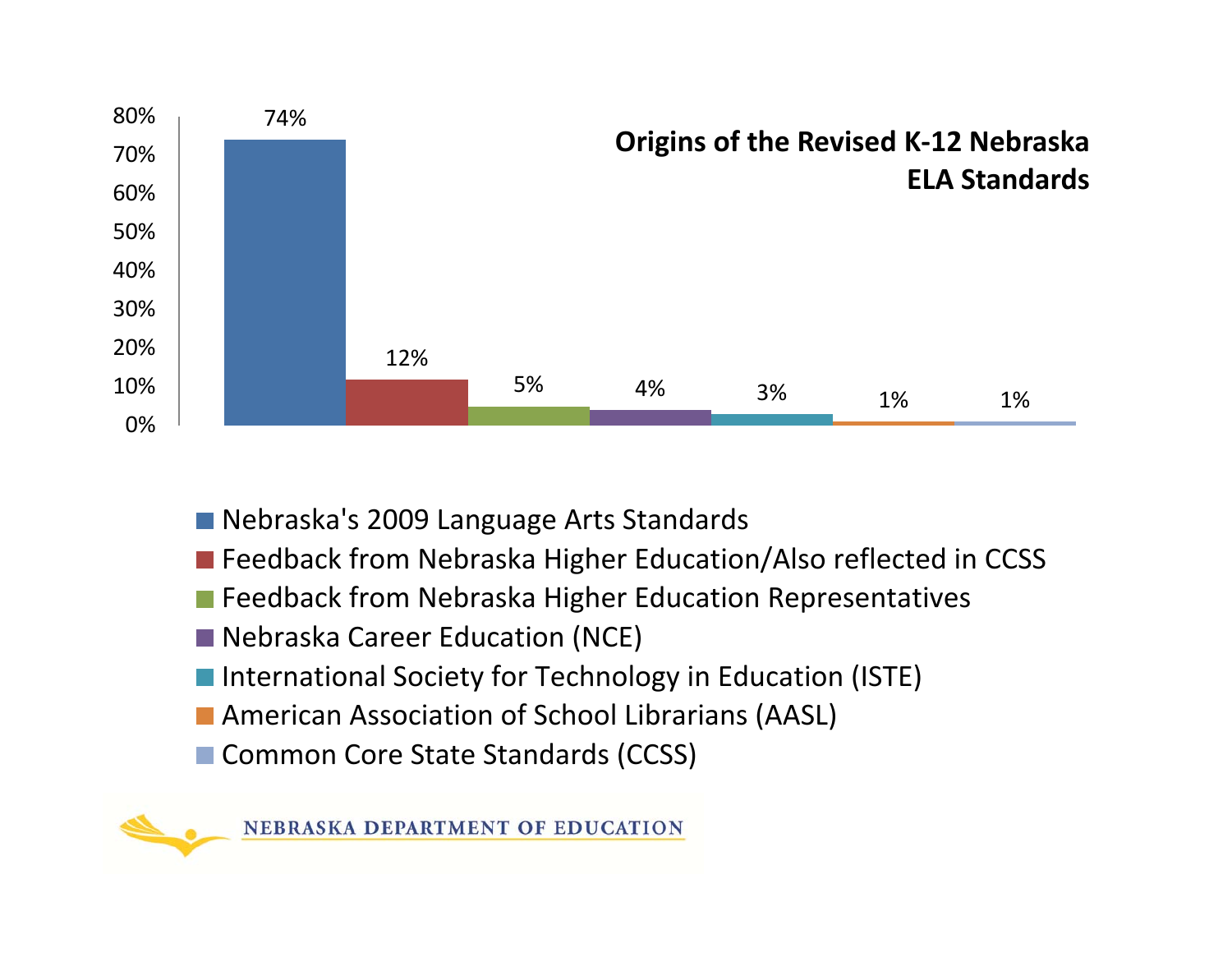## Origins of the Revised K-12 Nebraska ELA Standards

| Source | Percentage |
| --- | --- |
| Nebraska's 2009 Language Arts Standards | 74% |
| Feedback from Nebraska Higher Education/Also reflected in CCSS | 12% |
| Feedback from Nebraska Higher Education Representatives | 5% |
| Nebraska Career Education (NCE) | 4% |
| International Society for Technology in Education (ISTE) | 3% |
| American Association of School Librarians (AASL) | 1% |
| Common Core State Standards (CCSS) | 1% |

NEBRASKA DEPARTMENT OF EDUCATION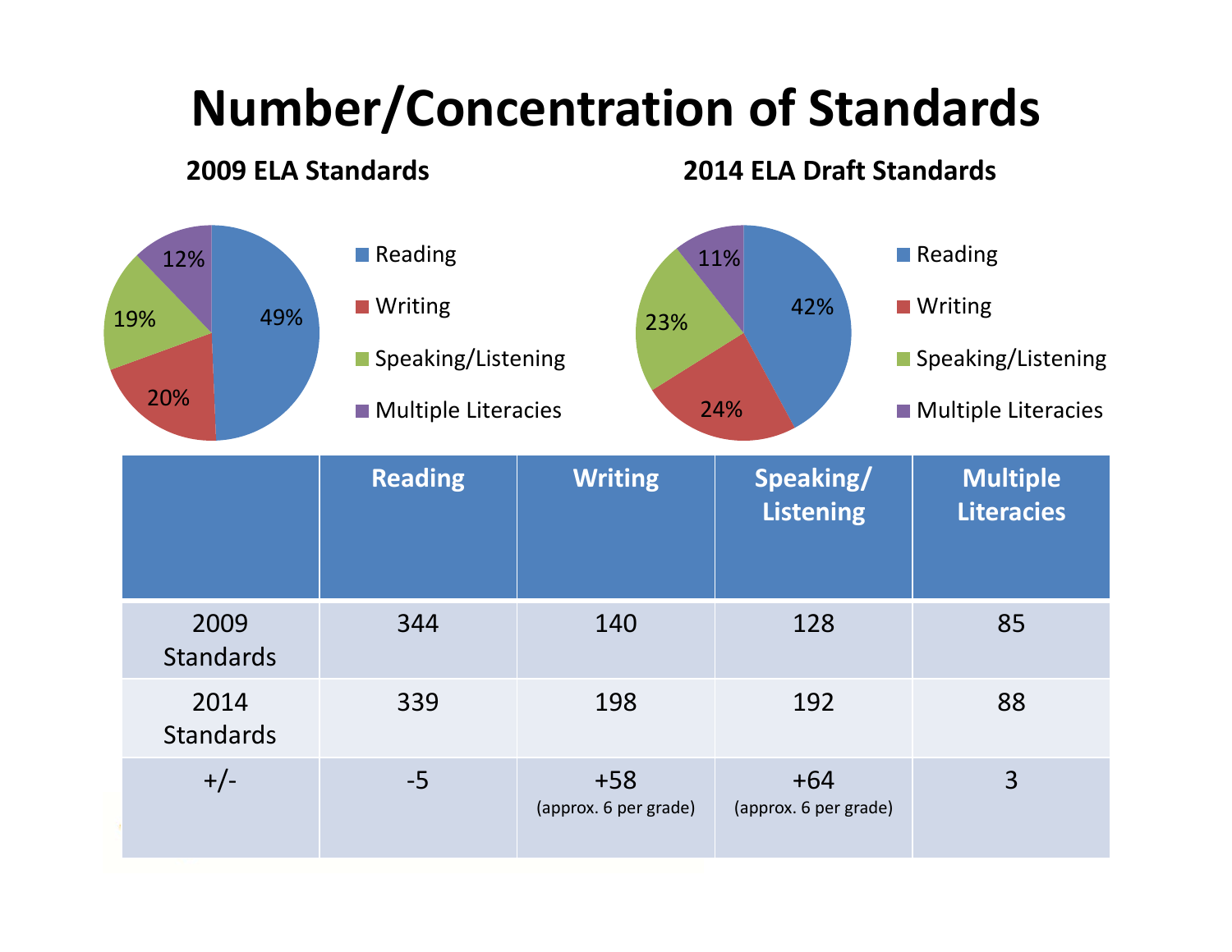# Number/Concentration of Standards

**2009 ELA Standards**

- Reading: 49%
- Writing: 20%
- Speaking/Listening: 19%
- Multiple Literacies: 12%

**2014 ELA Draft Standards**

- Reading: 42%
- Writing: 24%
- Speaking/Listening: 23%
- Multiple Literacies: 11%

| | Reading | Writing | Speaking/ Listening | Multiple Literacies |
|---|---|---|---|---|
| 2009 Standards | 344 | 140 | 128 | 85 |
| 2014 Standards | 339 | 198 | 192 | 88 |
| +/- | -5 | +58 (approx. 6 per grade) | +64 (approx. 6 per grade) | 3 |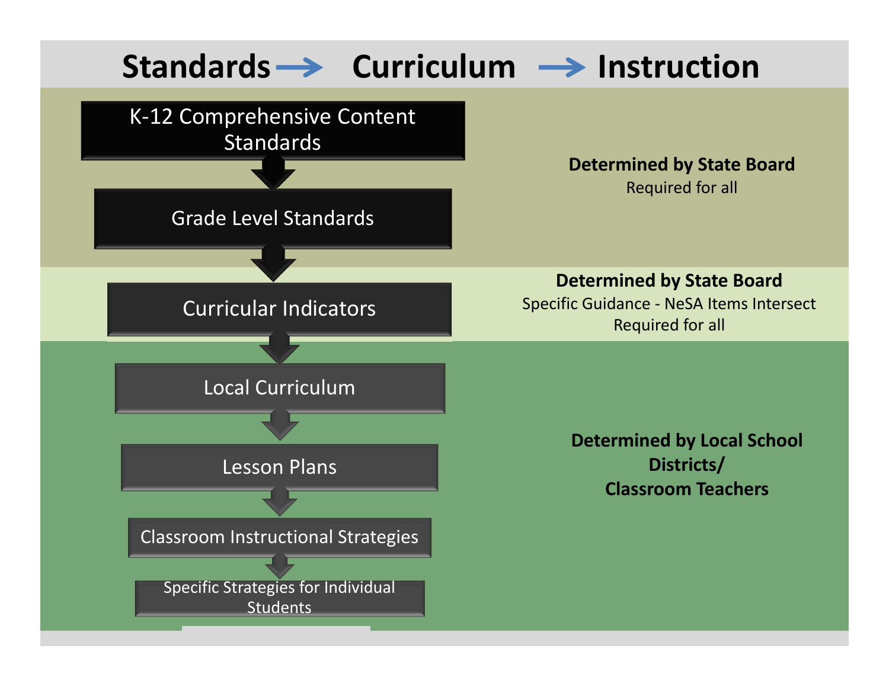# Standards → Curriculum → Instruction

- K-12 Comprehensive Content Standards
- ↓ Grade Level Standards

**Determined by State Board**
Required for all

- ↓ Curricular Indicators

**Determined by State Board**
Specific Guidance - NeSA Items Intersect
Required for all

- ↓ Local Curriculum
- ↓ Lesson Plans
- ↓ Classroom Instructional Strategies
- ↓ Specific Strategies for Individual Students

**Determined by Local School Districts/ Classroom Teachers**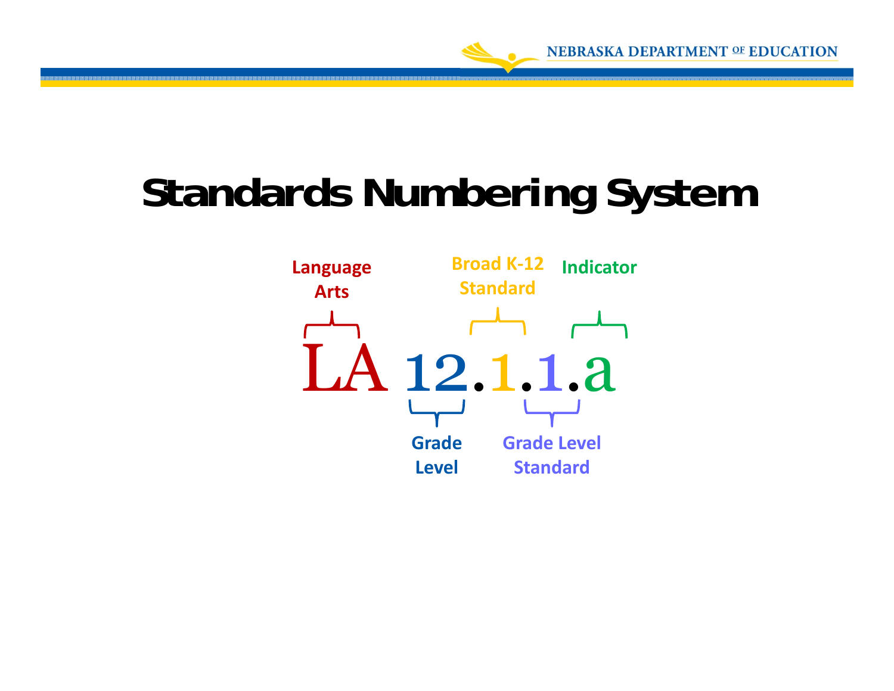# Standards Numbering System

**LA 12.1.1.a**

- **LA** — Language Arts
- **12** — Grade Level
- **1** (first) — Broad K-12 Standard
- **1** (second) — Grade Level Standard
- **a** — Indicator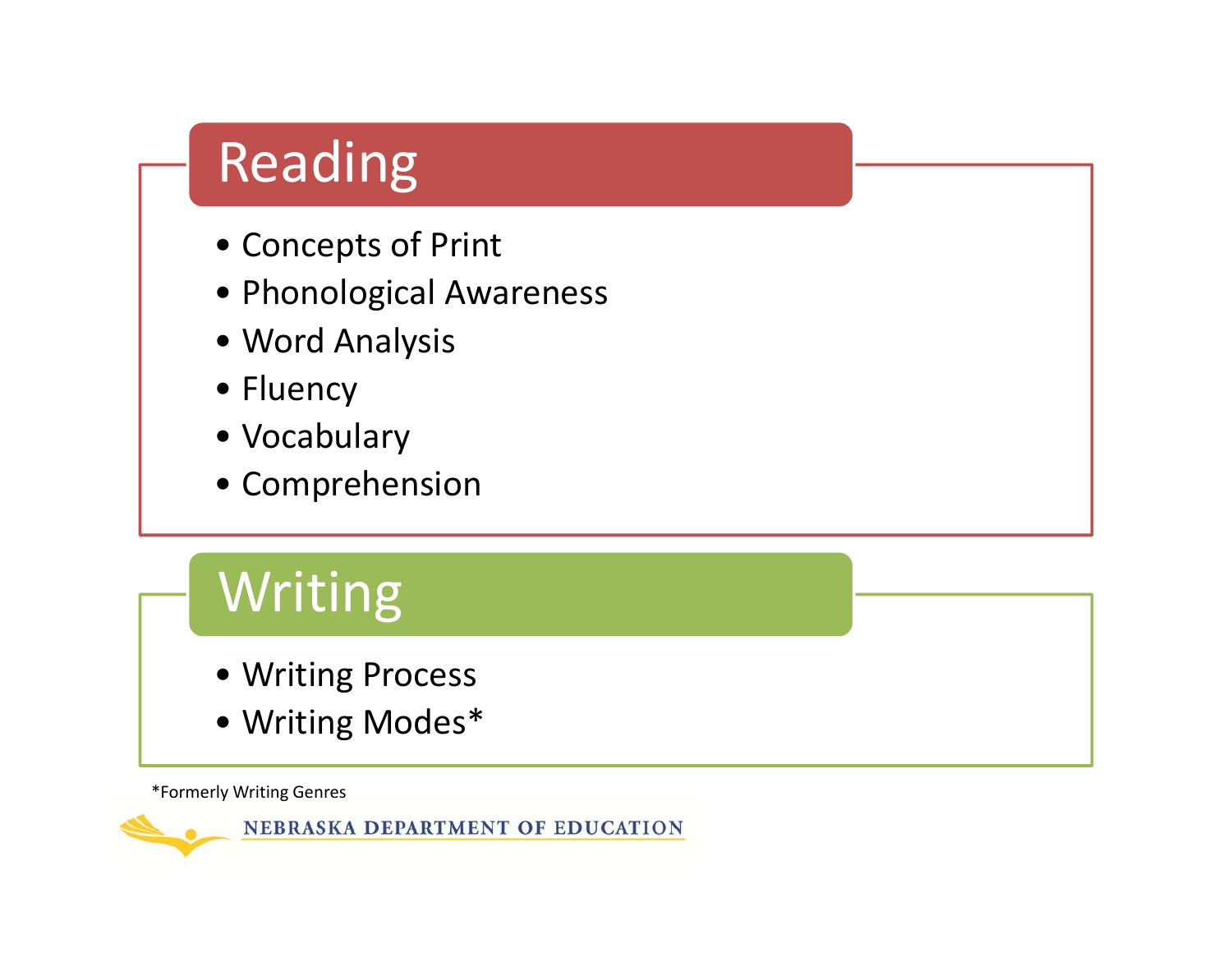## Reading

- Concepts of Print
- Phonological Awareness
- Word Analysis
- Fluency
- Vocabulary
- Comprehension

## Writing

- Writing Process
- Writing Modes*

*Formerly Writing Genres

NEBRASKA DEPARTMENT OF EDUCATION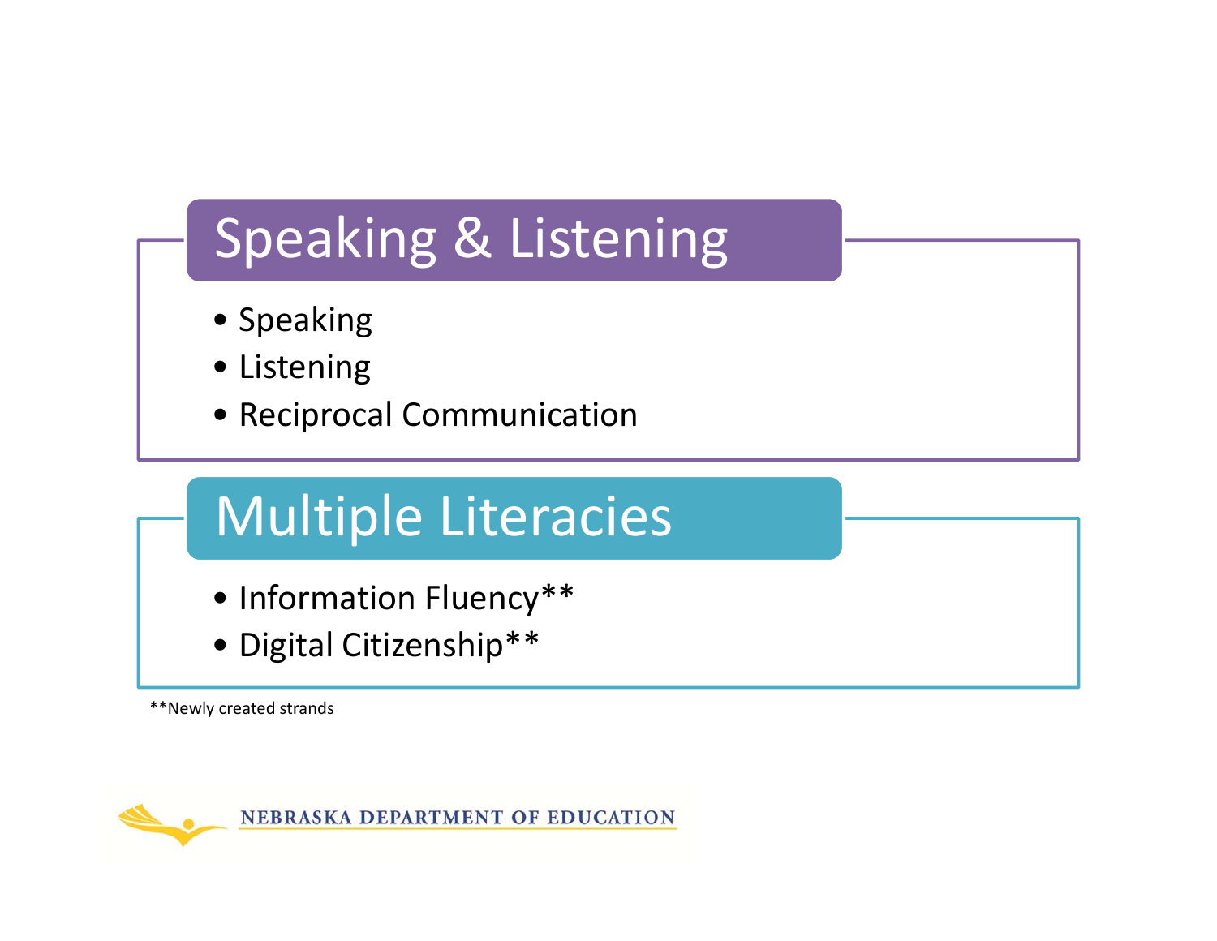## Speaking & Listening

- Speaking
- Listening
- Reciprocal Communication

## Multiple Literacies

- Information Fluency**
- Digital Citizenship**

**Newly created strands

NEBRASKA DEPARTMENT OF EDUCATION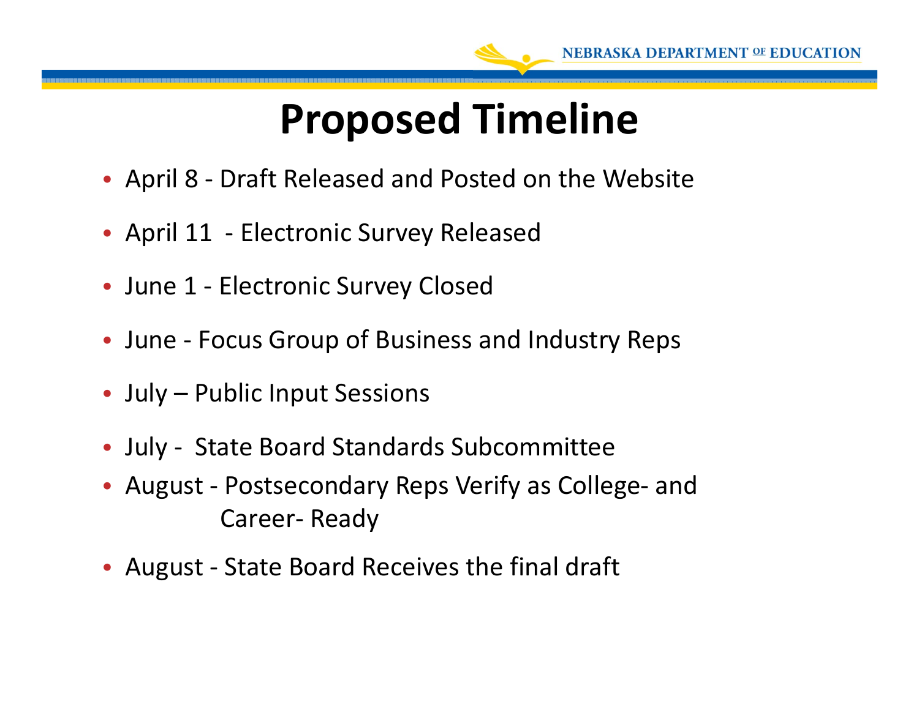# Proposed Timeline

- April 8 - Draft Released and Posted on the Website
- April 11 - Electronic Survey Released
- June 1 - Electronic Survey Closed
- June - Focus Group of Business and Industry Reps
- July – Public Input Sessions
- July - State Board Standards Subcommittee
- August - Postsecondary Reps Verify as College- and Career- Ready
- August - State Board Receives the final draft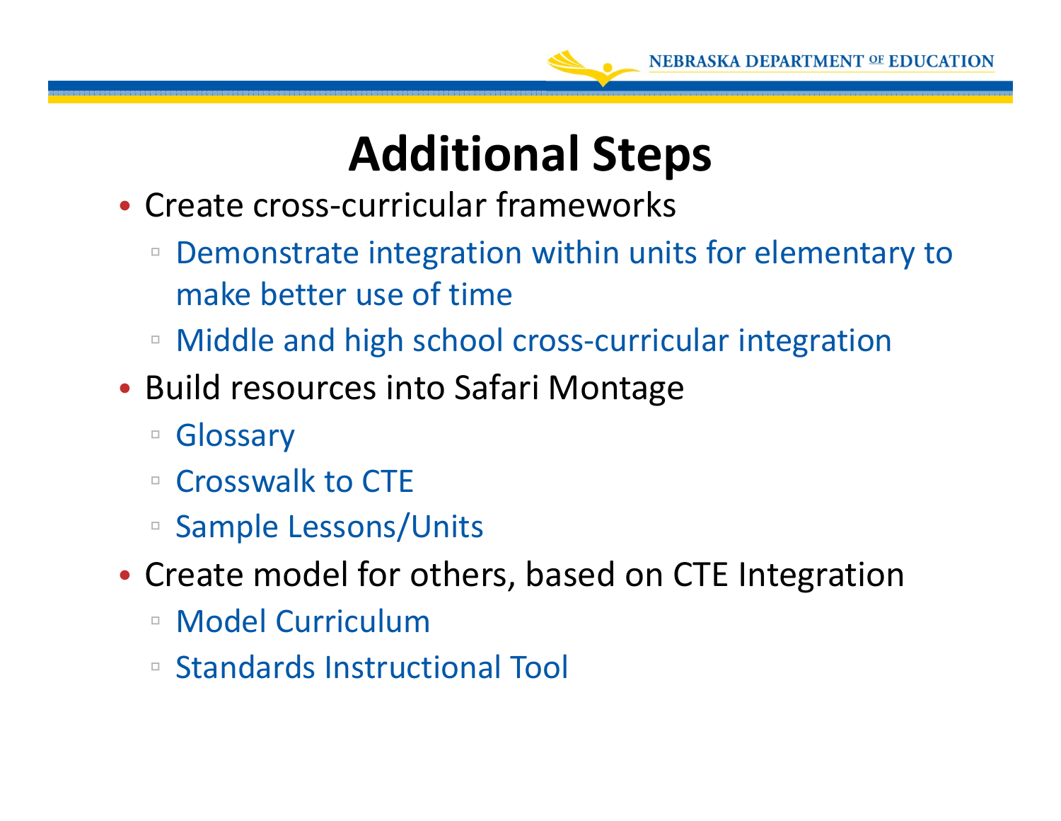# Additional Steps

- Create cross-curricular frameworks
  - Demonstrate integration within units for elementary to make better use of time
  - Middle and high school cross-curricular integration
- Build resources into Safari Montage
  - Glossary
  - Crosswalk to CTE
  - Sample Lessons/Units
- Create model for others, based on CTE Integration
  - Model Curriculum
  - Standards Instructional Tool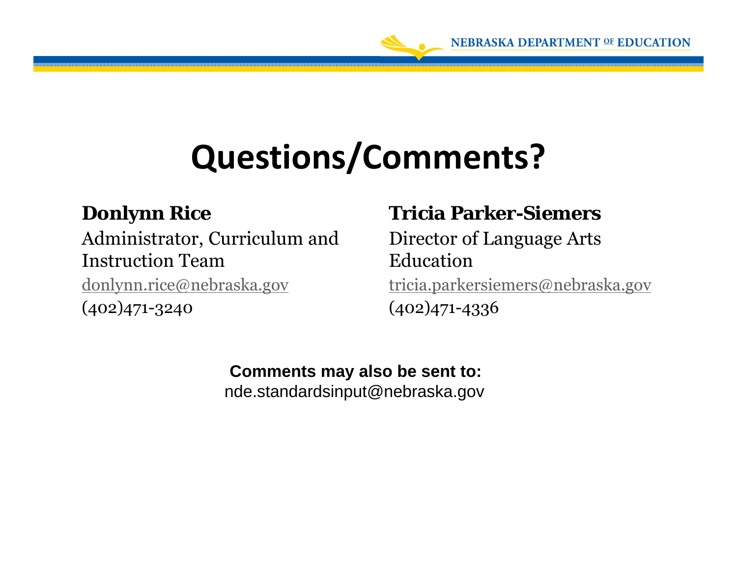# Questions/Comments?

**Donlynn Rice**

Administrator, Curriculum and Instruction Team

donlynn.rice@nebraska.gov

(402)471-3240

**Tricia Parker-Siemers**

Director of Language Arts Education

tricia.parkersiemers@nebraska.gov

(402)471-4336

**Comments may also be sent to:**

nde.standardsinput@nebraska.gov